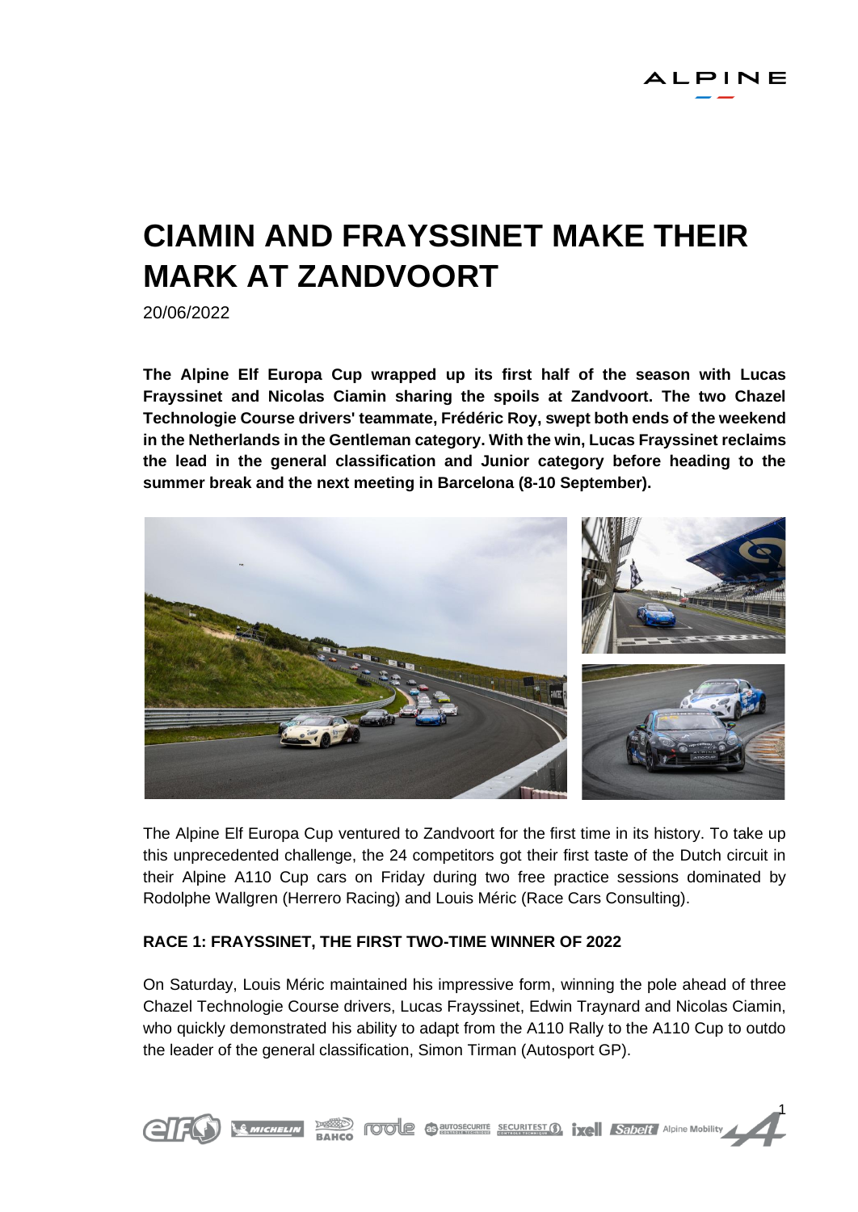# CIAMIN AND FRAYSSINET MAKE THEIR MARK AT ZANDVOORT

20/06/2022

**The Alpine Elf Europa Cup wrapped up its first half of the season with Lucas Frayssinet and Nicolas Ciamin sharing the spoils at Zandvoort. The two Chazel Technologie Course drivers' teammate, Frédéric Roy, swept both ends of the weekend in the Netherlands in the Gentleman category. With the win, Lucas Frayssinet reclaims the lead in the general classification and Junior category before heading to the summer break and the next meeting in Barcelona (8-10 September).**

The Alpine Elf Europa Cup ventured to Zandvoort for the first time in its history. To take up this unprecedented challenge, the 24 competitors got their first taste of the Dutch circuit in their Alpine A110 Cup cars on Friday during two free practice sessions dominated by Rodolphe Wallgren (Herrero Racing) and Louis Méric (Race Cars Consulting).

## RACE 1: FRAYSSINET, THE FIRST TWO-TIME WINNER OF 2022

On Saturday, Louis Méric maintained his impressive form, winning the pole ahead of three Chazel Technologie Course drivers, Lucas Frayssinet, Edwin Traynard and Nicolas Ciamin, who quickly demonstrated his ability to adapt from the A110 Rally to the A110 Cup to outdo the leader of the general classification, Simon Tirman (Autosport GP).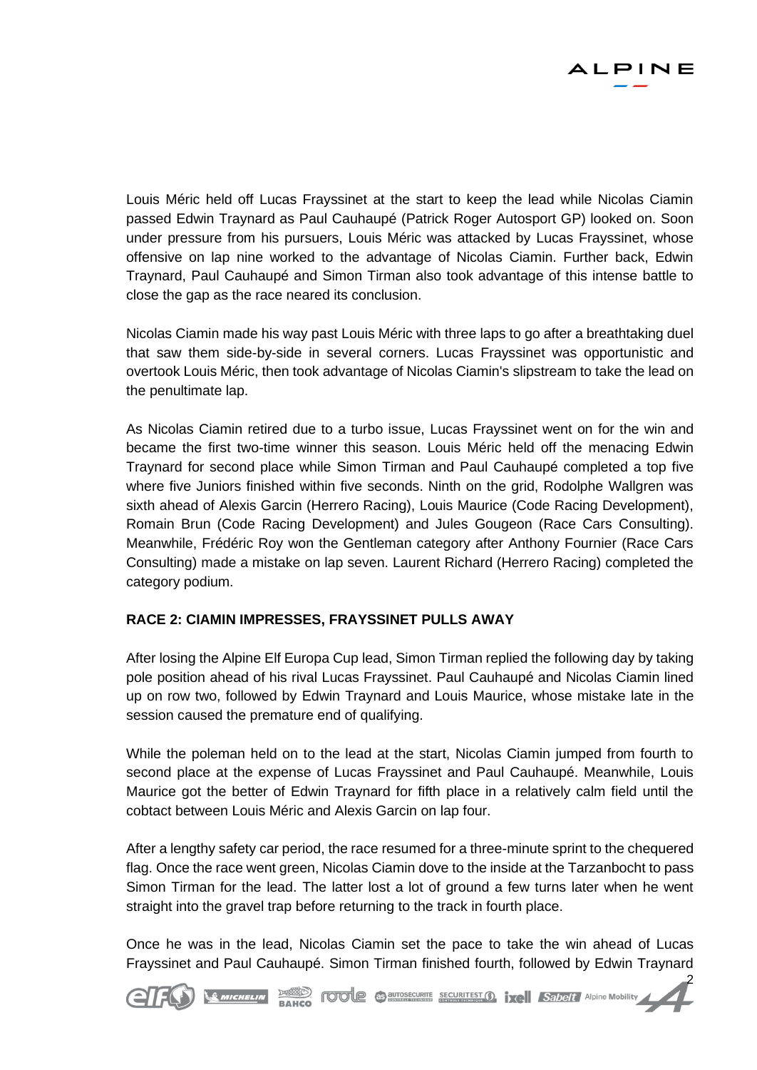Louis Méric held off Lucas Frayssinet at the start to keep the lead while Nicolas Ciamin passed Edwin Traynard as Paul Cauhaupé (Patrick Roger Autosport GP) looked on. Soon under pressure from his pursuers, Louis Méric was attacked by Lucas Frayssinet, whose offensive on lap nine worked to the advantage of Nicolas Ciamin. Further back, Edwin Traynard, Paul Cauhaupé and Simon Tirman also took advantage of this intense battle to close the gap as the race neared its conclusion.

Nicolas Ciamin made his way past Louis Méric with three laps to go after a breathtaking duel that saw them side-by-side in several corners. Lucas Frayssinet was opportunistic and overtook Louis Méric, then took advantage of Nicolas Ciamin's slipstream to take the lead on the penultimate lap.

As Nicolas Ciamin retired due to a turbo issue, Lucas Frayssinet went on for the win and became the first two-time winner this season. Louis Méric held off the menacing Edwin Traynard for second place while Simon Tirman and Paul Cauhaupé completed a top five where five Juniors finished within five seconds. Ninth on the grid, Rodolphe Wallgren was sixth ahead of Alexis Garcin (Herrero Racing), Louis Maurice (Code Racing Development), Romain Brun (Code Racing Development) and Jules Gougeon (Race Cars Consulting). Meanwhile, Frédéric Roy won the Gentleman category after Anthony Fournier (Race Cars Consulting) made a mistake on lap seven. Laurent Richard (Herrero Racing) completed the category podium.

**RACE 2: CIAMIN IMPRESSES, FRAYSSINET PULLS AWAY**

After losing the Alpine Elf Europa Cup lead, Simon Tirman replied the following day by taking pole position ahead of his rival Lucas Frayssinet. Paul Cauhaupé and Nicolas Ciamin lined up on row two, followed by Edwin Traynard and Louis Maurice, whose mistake late in the session caused the premature end of qualifying.

While the poleman held on to the lead at the start, Nicolas Ciamin jumped from fourth to second place at the expense of Lucas Frayssinet and Paul Cauhaupé. Meanwhile, Louis Maurice got the better of Edwin Traynard for fifth place in a relatively calm field until the cobtact between Louis Méric and Alexis Garcin on lap four.

After a lengthy safety car period, the race resumed for a three-minute sprint to the chequered flag. Once the race went green, Nicolas Ciamin dove to the inside at the Tarzanbocht to pass Simon Tirman for the lead. The latter lost a lot of ground a few turns later when he went straight into the gravel trap before returning to the track in fourth place.

Once he was in the lead, Nicolas Ciamin set the pace to take the win ahead of Lucas Frayssinet and Paul Cauhaupé. Simon Tirman finished fourth, followed by Edwin Traynard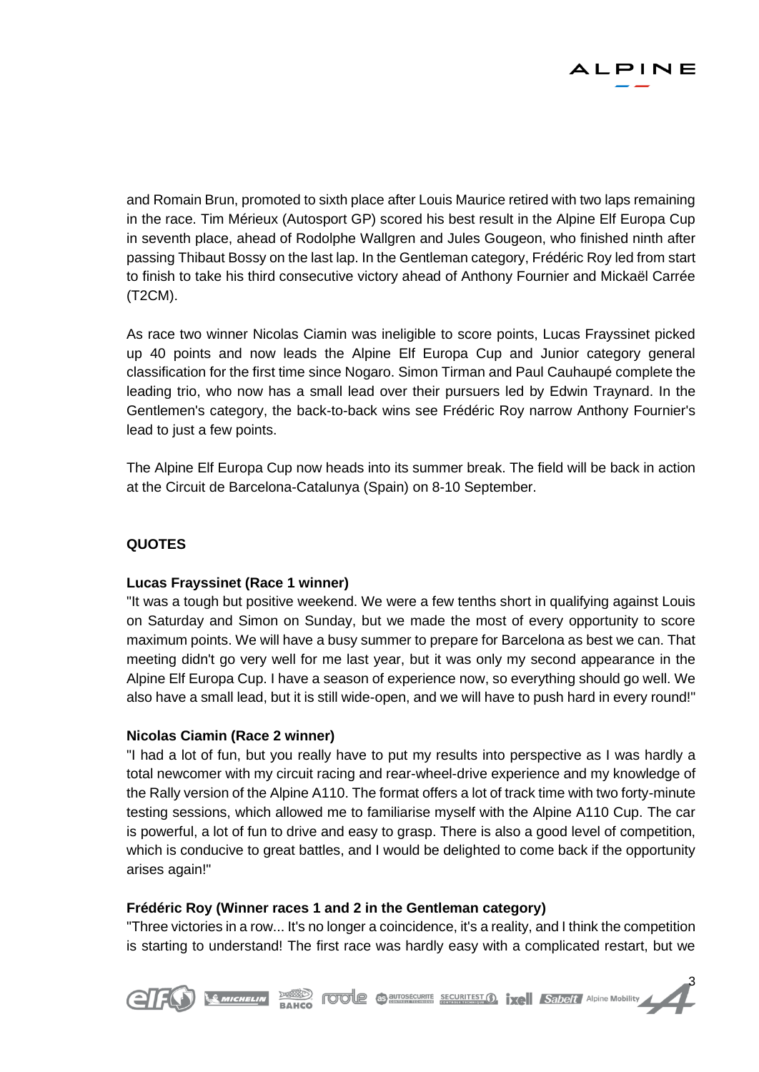and Romain Brun, promoted to sixth place after Louis Maurice retired with two laps remaining in the race. Tim Mérieux (Autosport GP) scored his best result in the Alpine Elf Europa Cup in seventh place, ahead of Rodolphe Wallgren and Jules Gougeon, who finished ninth after passing Thibaut Bossy on the last lap. In the Gentleman category, Frédéric Roy led from start to finish to take his third consecutive victory ahead of Anthony Fournier and Mickaël Carrée (T2CM).

As race two winner Nicolas Ciamin was ineligible to score points, Lucas Frayssinet picked up 40 points and now leads the Alpine Elf Europa Cup and Junior category general classification for the first time since Nogaro. Simon Tirman and Paul Cauhaupé complete the leading trio, who now has a small lead over their pursuers led by Edwin Traynard. In the Gentlemen's category, the back-to-back wins see Frédéric Roy narrow Anthony Fournier's lead to just a few points.

The Alpine Elf Europa Cup now heads into its summer break. The field will be back in action at the Circuit de Barcelona-Catalunya (Spain) on 8-10 September.

## QUOTES

**Lucas Frayssinet (Race 1 winner)**
"It was a tough but positive weekend. We were a few tenths short in qualifying against Louis on Saturday and Simon on Sunday, but we made the most of every opportunity to score maximum points. We will have a busy summer to prepare for Barcelona as best we can. That meeting didn't go very well for me last year, but it was only my second appearance in the Alpine Elf Europa Cup. I have a season of experience now, so everything should go well. We also have a small lead, but it is still wide-open, and we will have to push hard in every round!"

**Nicolas Ciamin (Race 2 winner)**
"I had a lot of fun, but you really have to put my results into perspective as I was hardly a total newcomer with my circuit racing and rear-wheel-drive experience and my knowledge of the Rally version of the Alpine A110. The format offers a lot of track time with two forty-minute testing sessions, which allowed me to familiarise myself with the Alpine A110 Cup. The car is powerful, a lot of fun to drive and easy to grasp. There is also a good level of competition, which is conducive to great battles, and I would be delighted to come back if the opportunity arises again!"

**Frédéric Roy (Winner races 1 and 2 in the Gentleman category)**
"Three victories in a row... It's no longer a coincidence, it's a reality, and I think the competition is starting to understand! The first race was hardly easy with a complicated restart, but we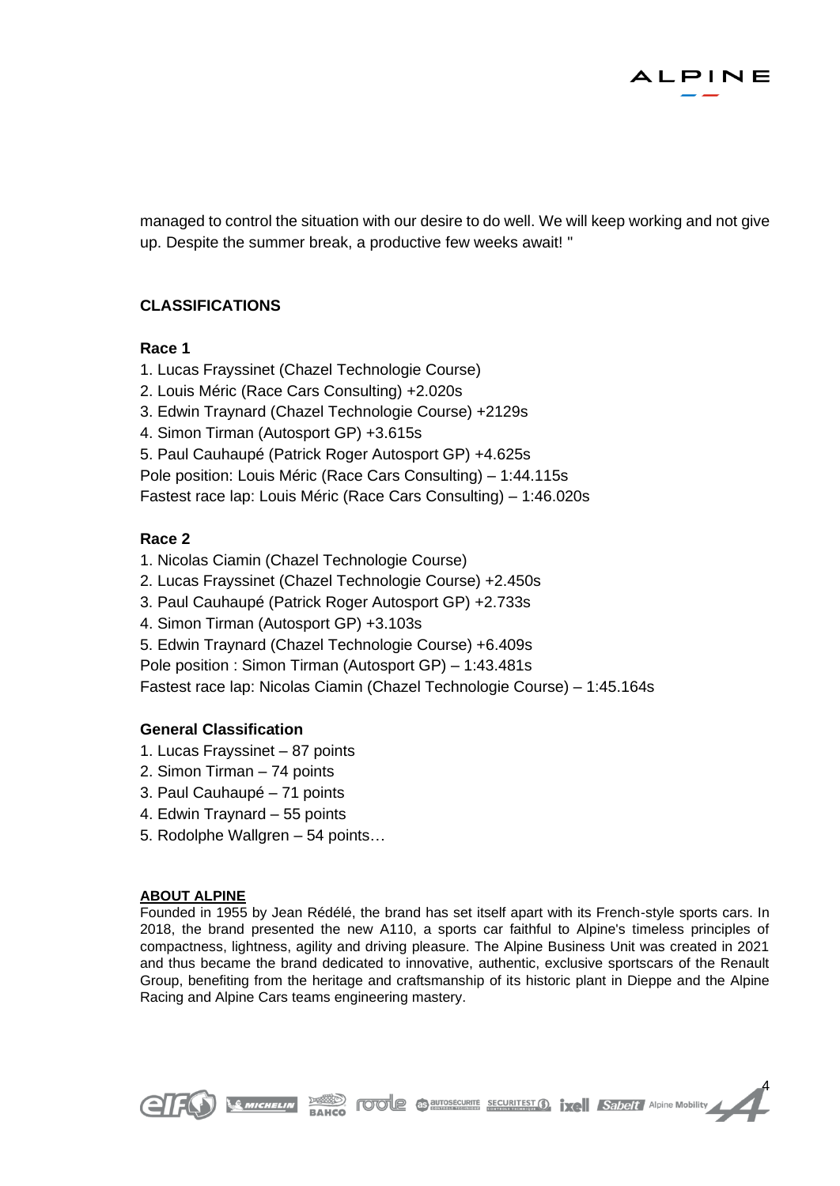managed to control the situation with our desire to do well. We will keep working and not give up. Despite the summer break, a productive few weeks await! "

## CLASSIFICATIONS

### Race 1

1. Lucas Frayssinet (Chazel Technologie Course)
2. Louis Méric (Race Cars Consulting) +2.020s
3. Edwin Traynard (Chazel Technologie Course) +2129s
4. Simon Tirman (Autosport GP) +3.615s
5. Paul Cauhaupé (Patrick Roger Autosport GP) +4.625s

Pole position: Louis Méric (Race Cars Consulting) – 1:44.115s
Fastest race lap: Louis Méric (Race Cars Consulting) – 1:46.020s

### Race 2

1. Nicolas Ciamin (Chazel Technologie Course)
2. Lucas Frayssinet (Chazel Technologie Course) +2.450s
3. Paul Cauhaupé (Patrick Roger Autosport GP) +2.733s
4. Simon Tirman (Autosport GP) +3.103s
5. Edwin Traynard (Chazel Technologie Course) +6.409s

Pole position : Simon Tirman (Autosport GP) – 1:43.481s
Fastest race lap: Nicolas Ciamin (Chazel Technologie Course) – 1:45.164s

### General Classification

1. Lucas Frayssinet – 87 points
2. Simon Tirman – 74 points
3. Paul Cauhaupé – 71 points
4. Edwin Traynard – 55 points
5. Rodolphe Wallgren – 54 points…

**ABOUT ALPINE**

Founded in 1955 by Jean Rédélé, the brand has set itself apart with its French-style sports cars. In 2018, the brand presented the new A110, a sports car faithful to Alpine's timeless principles of compactness, lightness, agility and driving pleasure. The Alpine Business Unit was created in 2021 and thus became the brand dedicated to innovative, authentic, exclusive sportscars of the Renault Group, benefiting from the heritage and craftsmanship of its historic plant in Dieppe and the Alpine Racing and Alpine Cars teams engineering mastery.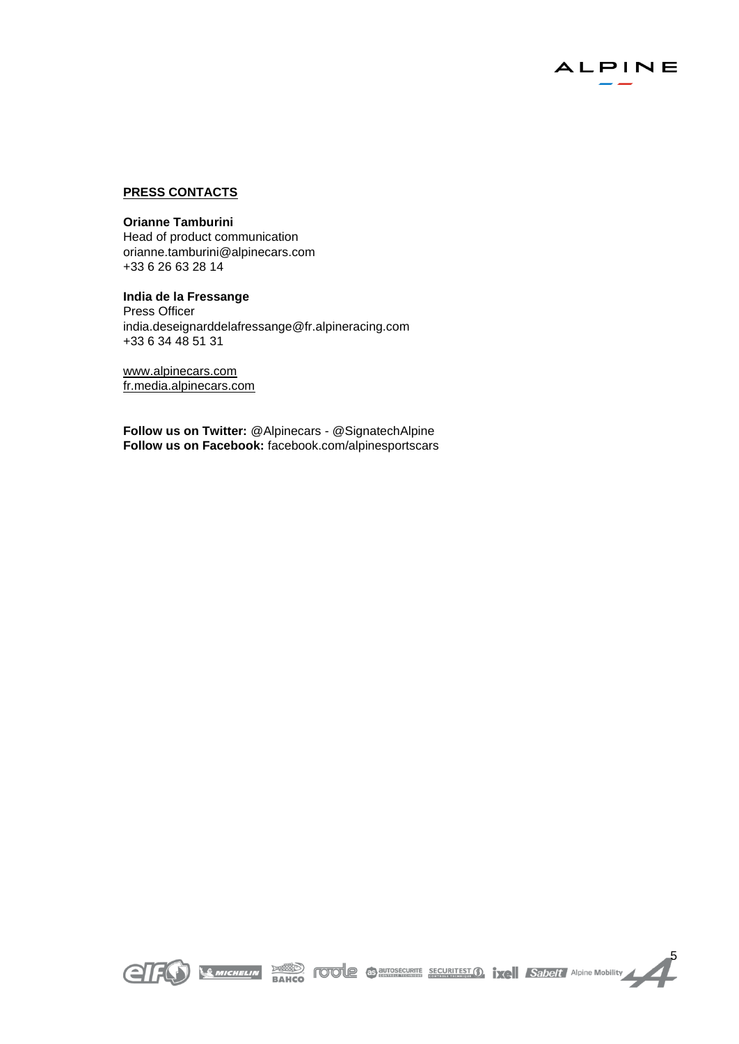## PRESS CONTACTS

**Orianne Tamburini**
Head of product communication
orianne.tamburini@alpinecars.com
+33 6 26 63 28 14

**India de la Fressange**
Press Officer
india.deseignarddelafressange@fr.alpineracing.com
+33 6 34 48 51 31

www.alpinecars.com
fr.media.alpinecars.com

**Follow us on Twitter:** @Alpinecars - @SignatechAlpine
**Follow us on Facebook:** facebook.com/alpinesportscars